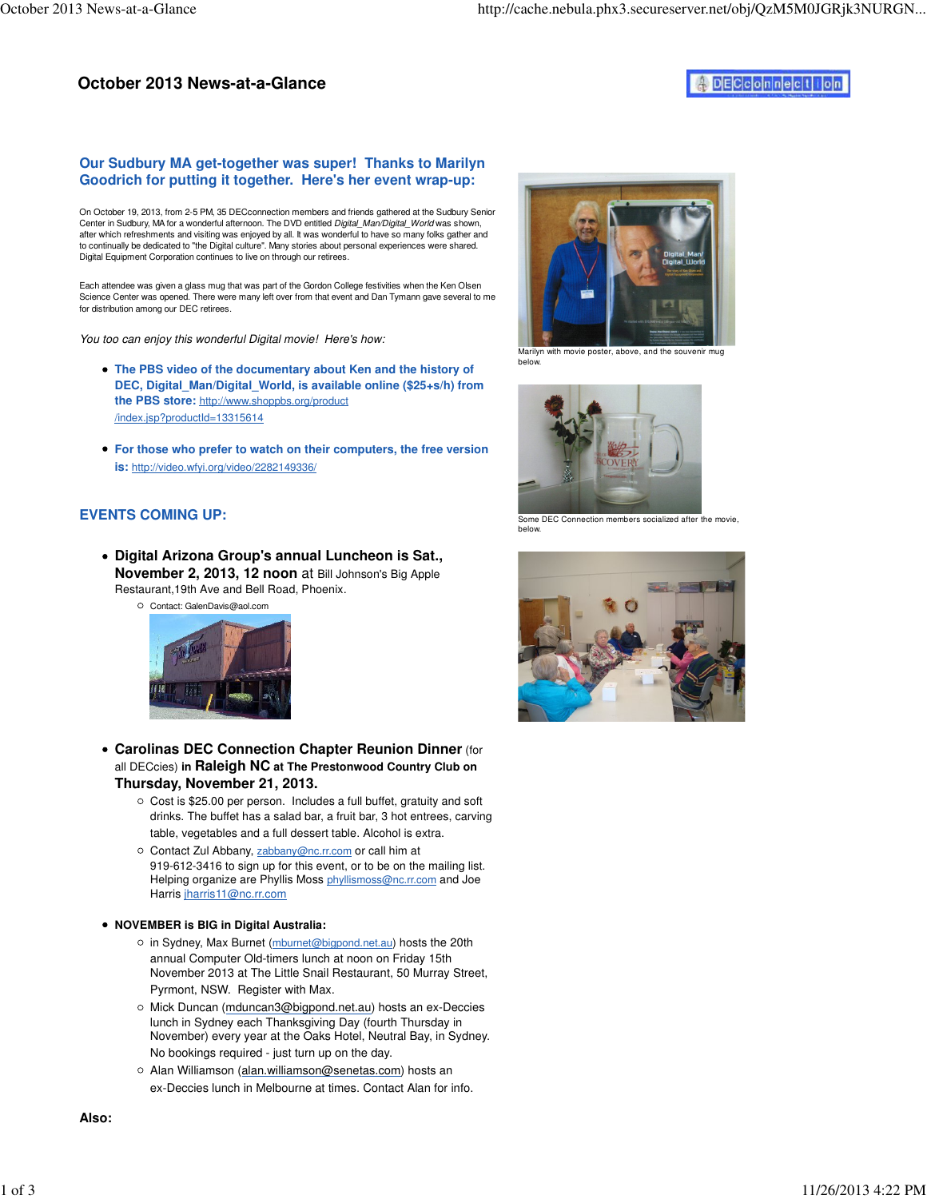# October 2013 News-at-a-Glance

## Our Sudbury MA get-together was super! Thanks to Marilyn Goodrich for putting it together. Here's her event wrap-up:

On October 19, 2013, from 2-5 PM, 35 DECconnection members and friends gathered at the Sudbury Senior Center in Sudbury, MA for a wonderful afternoon. The DVD entitled *Digital_Man/Digital_World* was shown, after which refreshments and visiting was enjoyed by all. It was wonderful to have so many folks gather and to continually be dedicated to "the Digital culture". Many stories about personal experiences were shared. Digital Equipment Corporation continues to live on through our retirees.

Each attendee was given a glass mug that was part of the Gordon College festivities when the Ken Olsen Science Center was opened. There were many left over from that event and Dan Tymann gave several to me for distribution among our DEC retirees.

*You too can enjoy this wonderful Digital movie! Here's how:*

- **The PBS video of the documentary about Ken and the history of DEC, Digital_Man/Digital_World, is available online ($25+s/h) from the PBS store:** http://www.shoppbs.org/product/index.jsp?productId=13315614
- **For those who prefer to watch on their computers, the free version is:** http://video.wfyi.org/video/2282149336/

Marilyn with movie poster, above, and the souvenir mug below.

Some DEC Connection members socialized after the movie, below.

## EVENTS COMING UP:

- **Digital Arizona Group's annual Luncheon is Sat., November 2, 2013, 12 noon** at Bill Johnson's Big Apple Restaurant,19th Ave and Bell Road, Phoenix.
  - Contact: GalenDavis@aol.com

- **Carolinas DEC Connection Chapter Reunion Dinner** (for all DECcies) **in Raleigh NC at The Prestonwood Country Club on Thursday, November 21, 2013.**
  - Cost is $25.00 per person. Includes a full buffet, gratuity and soft drinks. The buffet has a salad bar, a fruit bar, 3 hot entrees, carving table, vegetables and a full dessert table. Alcohol is extra.
  - Contact Zul Abbany, zabbany@nc.rr.com or call him at 919-612-3416 to sign up for this event, or to be on the mailing list. Helping organize are Phyllis Moss phyllismoss@nc.rr.com and Joe Harris jharris11@nc.rr.com

- **NOVEMBER is BIG in Digital Australia:**
  - in Sydney, Max Burnet (mburnet@bigpond.net.au) hosts the 20th annual Computer Old-timers lunch at noon on Friday 15th November 2013 at The Little Snail Restaurant, 50 Murray Street, Pyrmont, NSW. Register with Max.
  - Mick Duncan (mduncan3@bigpond.net.au) hosts an ex-Deccies lunch in Sydney each Thanksgiving Day (fourth Thursday in November) every year at the Oaks Hotel, Neutral Bay, in Sydney. No bookings required - just turn up on the day.
  - Alan Williamson (alan.williamson@senetas.com) hosts an ex-Deccies lunch in Melbourne at times. Contact Alan for info.

**Also:**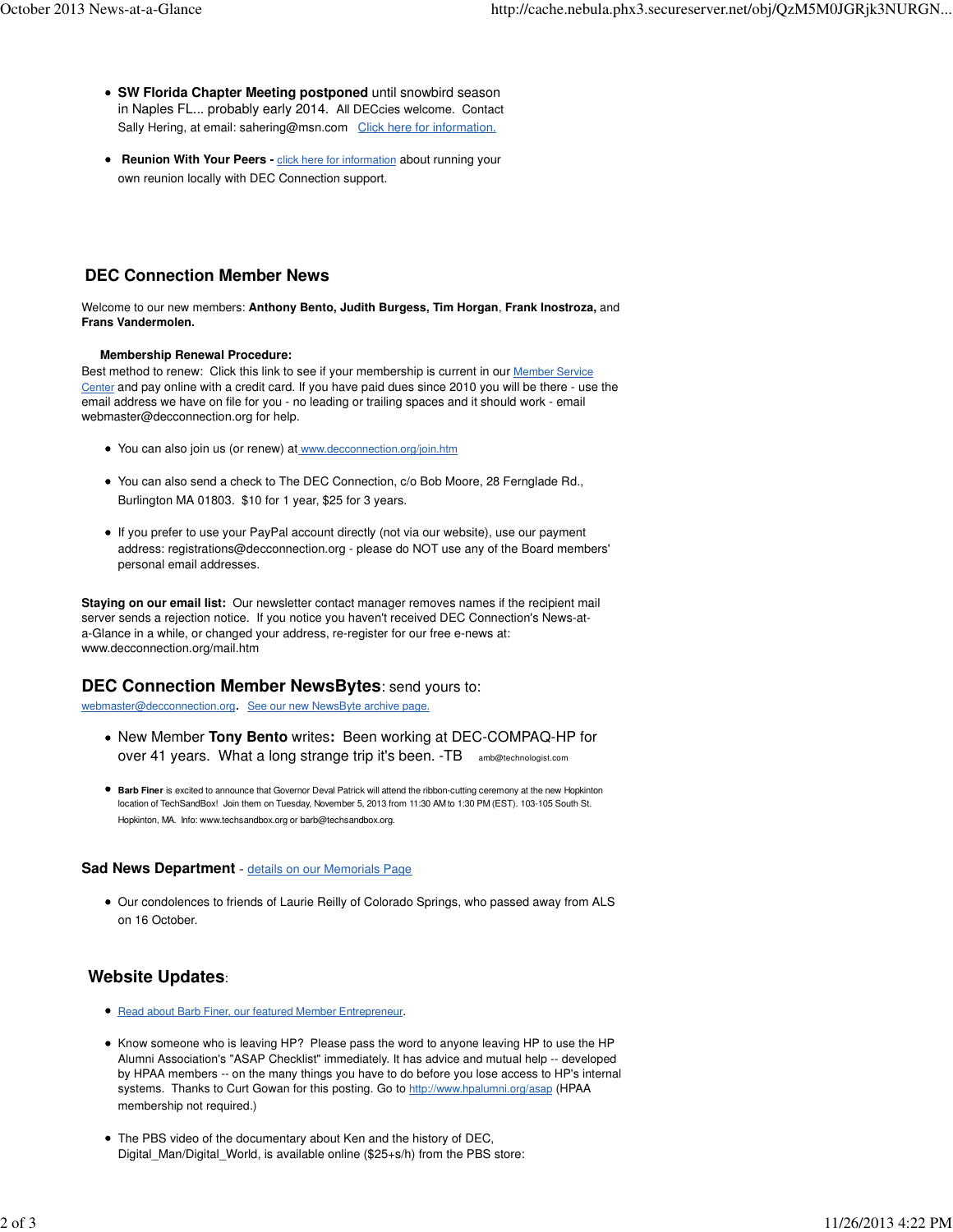- **SW Florida Chapter Meeting postponed** until snowbird season in Naples FL... probably early 2014. All DECcies welcome. Contact Sally Hering, at email: sahering@msn.com Click here for information.

- **Reunion With Your Peers -** click here for information about running your own reunion locally with DEC Connection support.

## DEC Connection Member News

Welcome to our new members: **Anthony Bento, Judith Burgess, Tim Horgan**, **Frank Inostroza,** and **Frans Vandermolen.**

**Membership Renewal Procedure:**

Best method to renew: Click this link to see if your membership is current in our Member Service Center and pay online with a credit card. If you have paid dues since 2010 you will be there - use the email address we have on file for you - no leading or trailing spaces and it should work - email webmaster@decconnection.org for help.

- You can also join us (or renew) at www.decconnection.org/join.htm

- You can also send a check to The DEC Connection, c/o Bob Moore, 28 Fernglade Rd., Burlington MA 01803. $10 for 1 year, $25 for 3 years.

- If you prefer to use your PayPal account directly (not via our website), use our payment address: registrations@decconnection.org - please do NOT use any of the Board members' personal email addresses.

**Staying on our email list:** Our newsletter contact manager removes names if the recipient mail server sends a rejection notice. If you notice you haven't received DEC Connection's News-at-a-Glance in a while, or changed your address, re-register for our free e-news at: www.decconnection.org/mail.htm

## DEC Connection Member NewsBytes: send yours to:

webmaster@decconnection.org. See our new NewsByte archive page.

- New Member **Tony Bento** writes**:** Been working at DEC-COMPAQ-HP for over 41 years. What a long strange trip it's been. -TB amb@technologist.com

- **Barb Finer** is excited to announce that Governor Deval Patrick will attend the ribbon-cutting ceremony at the new Hopkinton location of TechSandBox! Join them on Tuesday, November 5, 2013 from 11:30 AM to 1:30 PM (EST). 103-105 South St. Hopkinton, MA. Info: www.techsandbox.org or barb@techsandbox.org.

### Sad News Department - details on our Memorials Page

- Our condolences to friends of Laurie Reilly of Colorado Springs, who passed away from ALS on 16 October.

## Website Updates:

- Read about Barb Finer, our featured Member Entrepreneur.

- Know someone who is leaving HP? Please pass the word to anyone leaving HP to use the HP Alumni Association's "ASAP Checklist" immediately. It has advice and mutual help -- developed by HPAA members -- on the many things you have to do before you lose access to HP's internal systems. Thanks to Curt Gowan for this posting. Go to http://www.hpalumni.org/asap (HPAA membership not required.)

- The PBS video of the documentary about Ken and the history of DEC, Digital_Man/Digital_World, is available online ($25+s/h) from the PBS store: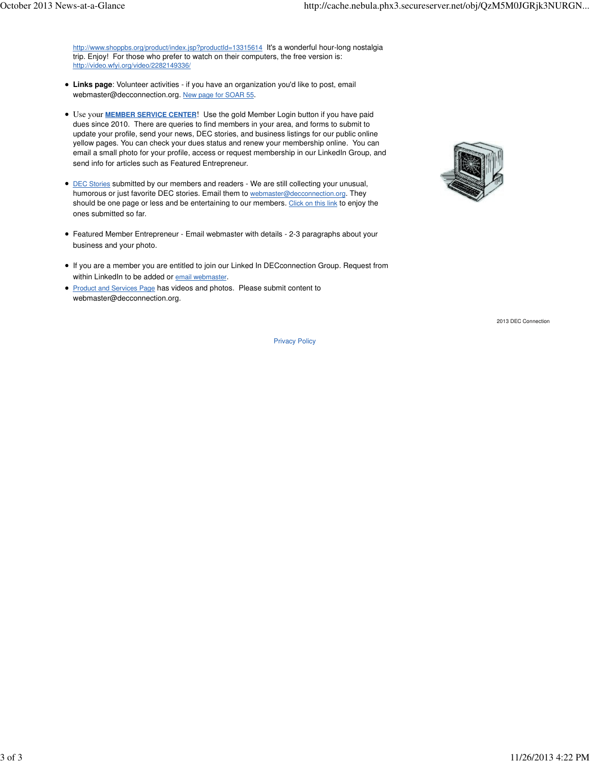http://www.shoppbs.org/product/index.jsp?productId=13315614 It's a wonderful hour-long nostalgia trip. Enjoy! For those who prefer to watch on their computers, the free version is: http://video.wfyi.org/video/2282149336/

- **Links page**: Volunteer activities - if you have an organization you'd like to post, email webmaster@decconnection.org. New page for SOAR 55.

- Use your **MEMBER SERVICE CENTER**! Use the gold Member Login button if you have paid dues since 2010. There are queries to find members in your area, and forms to submit to update your profile, send your news, DEC stories, and business listings for our public online yellow pages. You can check your dues status and renew your membership online. You can email a small photo for your profile, access or request membership in our LinkedIn Group, and send info for articles such as Featured Entrepreneur.

- DEC Stories submitted by our members and readers - We are still collecting your unusual, humorous or just favorite DEC stories. Email them to webmaster@decconnection.org. They should be one page or less and be entertaining to our members. Click on this link to enjoy the ones submitted so far.

- Featured Member Entrepreneur - Email webmaster with details - 2-3 paragraphs about your business and your photo.

- If you are a member you are entitled to join our Linked In DECconnection Group. Request from within LinkedIn to be added or email webmaster.
- Product and Services Page has videos and photos. Please submit content to webmaster@decconnection.org.

2013 DEC Connection

Privacy Policy